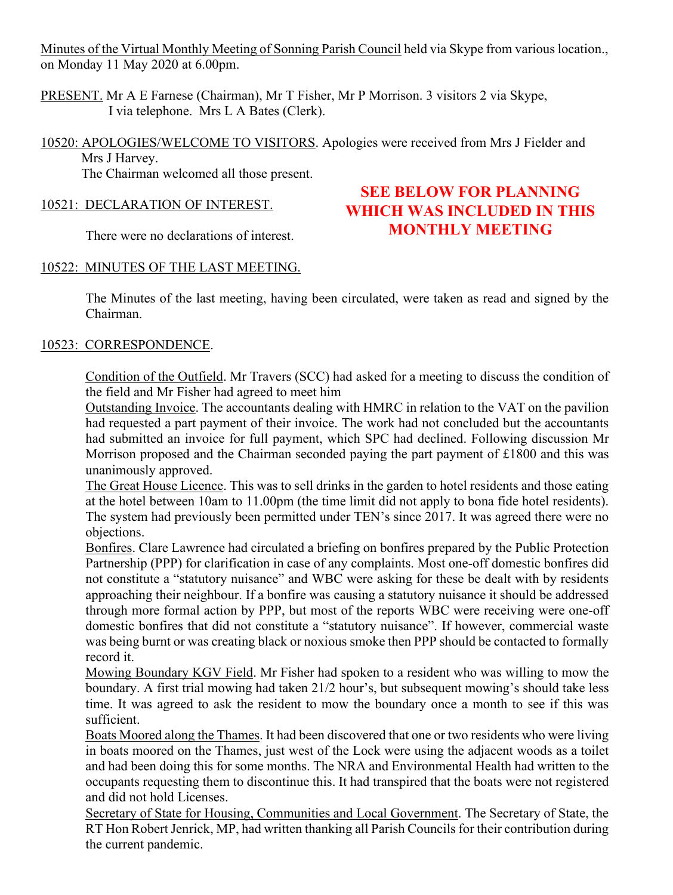Minutes of the Virtual Monthly Meeting of Sonning Parish Council held via Skype from various location., on Monday 11 May 2020 at 6.00pm.

PRESENT. Mr A E Farnese (Chairman), Mr T Fisher, Mr P Morrison. 3 visitors 2 via Skype, I via telephone. Mrs L A Bates (Clerk).

10520: APOLOGIES/WELCOME TO VISITORS. Apologies were received from Mrs J Fielder and Mrs J Harvey.
The Chairman welcomed all those present.

**SEE BELOW FOR PLANNING WHICH WAS INCLUDED IN THIS MONTHLY MEETING**

10521: DECLARATION OF INTEREST.

There were no declarations of interest.

10522: MINUTES OF THE LAST MEETING.

The Minutes of the last meeting, having been circulated, were taken as read and signed by the Chairman.

10523: CORRESPONDENCE.

Condition of the Outfield. Mr Travers (SCC) had asked for a meeting to discuss the condition of the field and Mr Fisher had agreed to meet him

Outstanding Invoice. The accountants dealing with HMRC in relation to the VAT on the pavilion had requested a part payment of their invoice. The work had not concluded but the accountants had submitted an invoice for full payment, which SPC had declined. Following discussion Mr Morrison proposed and the Chairman seconded paying the part payment of £1800 and this was unanimously approved.

The Great House Licence. This was to sell drinks in the garden to hotel residents and those eating at the hotel between 10am to 11.00pm (the time limit did not apply to bona fide hotel residents). The system had previously been permitted under TEN's since 2017. It was agreed there were no objections.

Bonfires. Clare Lawrence had circulated a briefing on bonfires prepared by the Public Protection Partnership (PPP) for clarification in case of any complaints. Most one-off domestic bonfires did not constitute a "statutory nuisance" and WBC were asking for these be dealt with by residents approaching their neighbour. If a bonfire was causing a statutory nuisance it should be addressed through more formal action by PPP, but most of the reports WBC were receiving were one-off domestic bonfires that did not constitute a "statutory nuisance". If however, commercial waste was being burnt or was creating black or noxious smoke then PPP should be contacted to formally record it.

Mowing Boundary KGV Field. Mr Fisher had spoken to a resident who was willing to mow the boundary. A first trial mowing had taken 21/2 hour's, but subsequent mowing's should take less time. It was agreed to ask the resident to mow the boundary once a month to see if this was sufficient.

Boats Moored along the Thames. It had been discovered that one or two residents who were living in boats moored on the Thames, just west of the Lock were using the adjacent woods as a toilet and had been doing this for some months. The NRA and Environmental Health had written to the occupants requesting them to discontinue this. It had transpired that the boats were not registered and did not hold Licenses.

Secretary of State for Housing, Communities and Local Government. The Secretary of State, the RT Hon Robert Jenrick, MP, had written thanking all Parish Councils for their contribution during the current pandemic.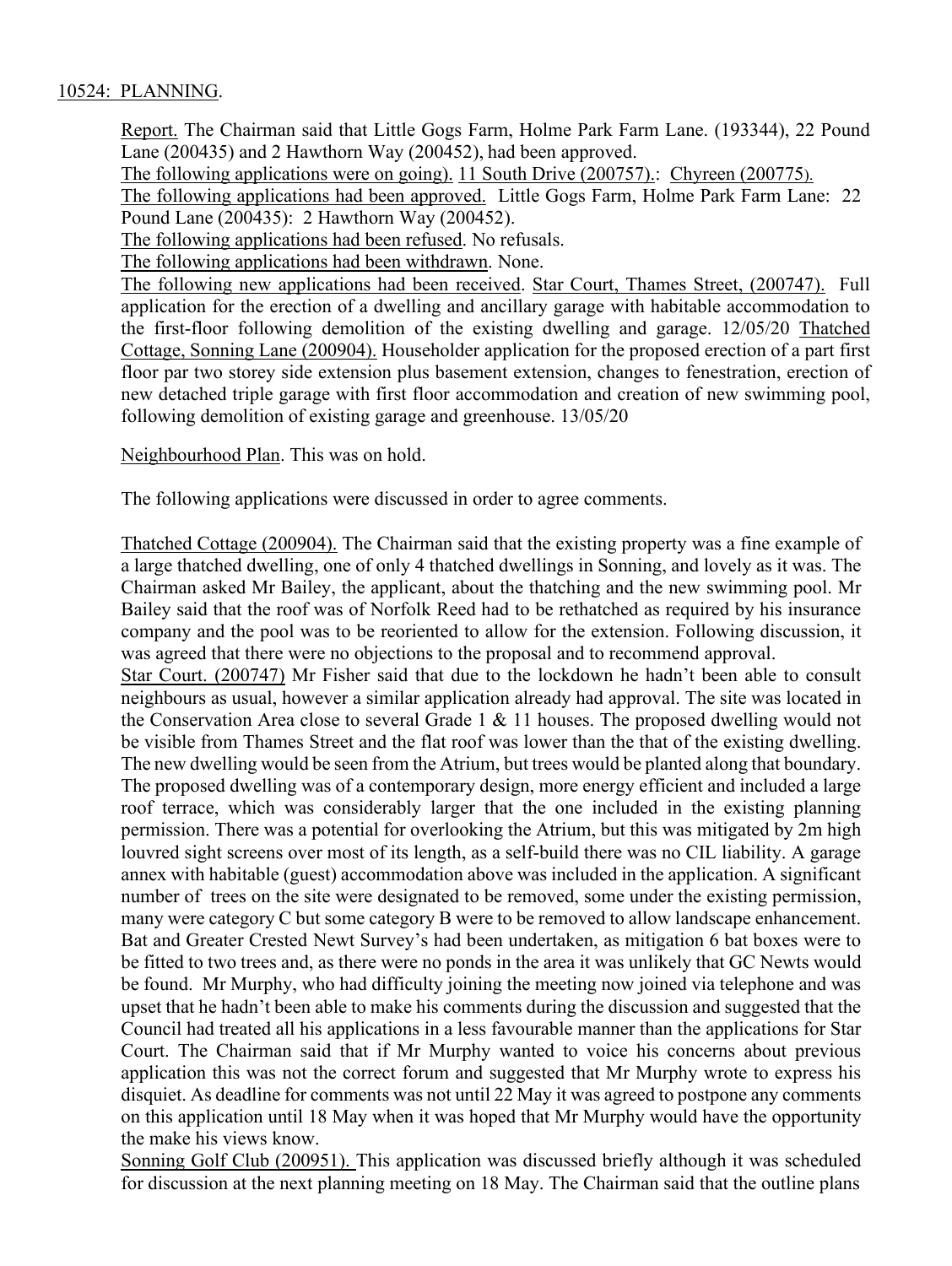10524: PLANNING.

Report. The Chairman said that Little Gogs Farm, Holme Park Farm Lane. (193344), 22 Pound Lane (200435) and 2 Hawthorn Way (200452), had been approved.

The following applications were on going). 11 South Drive (200757).: Chyreen (200775).

The following applications had been approved. Little Gogs Farm, Holme Park Farm Lane: 22 Pound Lane (200435): 2 Hawthorn Way (200452).

The following applications had been refused. No refusals.

The following applications had been withdrawn. None.

The following new applications had been received. Star Court, Thames Street, (200747). Full application for the erection of a dwelling and ancillary garage with habitable accommodation to the first-floor following demolition of the existing dwelling and garage. 12/05/20 Thatched Cottage, Sonning Lane (200904). Householder application for the proposed erection of a part first floor par two storey side extension plus basement extension, changes to fenestration, erection of new detached triple garage with first floor accommodation and creation of new swimming pool, following demolition of existing garage and greenhouse. 13/05/20

Neighbourhood Plan. This was on hold.

The following applications were discussed in order to agree comments.

Thatched Cottage (200904). The Chairman said that the existing property was a fine example of a large thatched dwelling, one of only 4 thatched dwellings in Sonning, and lovely as it was. The Chairman asked Mr Bailey, the applicant, about the thatching and the new swimming pool. Mr Bailey said that the roof was of Norfolk Reed had to be rethatched as required by his insurance company and the pool was to be reoriented to allow for the extension. Following discussion, it was agreed that there were no objections to the proposal and to recommend approval.

Star Court. (200747) Mr Fisher said that due to the lockdown he hadn't been able to consult neighbours as usual, however a similar application already had approval. The site was located in the Conservation Area close to several Grade 1 & 11 houses. The proposed dwelling would not be visible from Thames Street and the flat roof was lower than the that of the existing dwelling. The new dwelling would be seen from the Atrium, but trees would be planted along that boundary. The proposed dwelling was of a contemporary design, more energy efficient and included a large roof terrace, which was considerably larger that the one included in the existing planning permission. There was a potential for overlooking the Atrium, but this was mitigated by 2m high louvred sight screens over most of its length, as a self-build there was no CIL liability. A garage annex with habitable (guest) accommodation above was included in the application. A significant number of trees on the site were designated to be removed, some under the existing permission, many were category C but some category B were to be removed to allow landscape enhancement. Bat and Greater Crested Newt Survey's had been undertaken, as mitigation 6 bat boxes were to be fitted to two trees and, as there were no ponds in the area it was unlikely that GC Newts would be found. Mr Murphy, who had difficulty joining the meeting now joined via telephone and was upset that he hadn't been able to make his comments during the discussion and suggested that the Council had treated all his applications in a less favourable manner than the applications for Star Court. The Chairman said that if Mr Murphy wanted to voice his concerns about previous application this was not the correct forum and suggested that Mr Murphy wrote to express his disquiet. As deadline for comments was not until 22 May it was agreed to postpone any comments on this application until 18 May when it was hoped that Mr Murphy would have the opportunity the make his views know.

Sonning Golf Club (200951). This application was discussed briefly although it was scheduled for discussion at the next planning meeting on 18 May. The Chairman said that the outline plans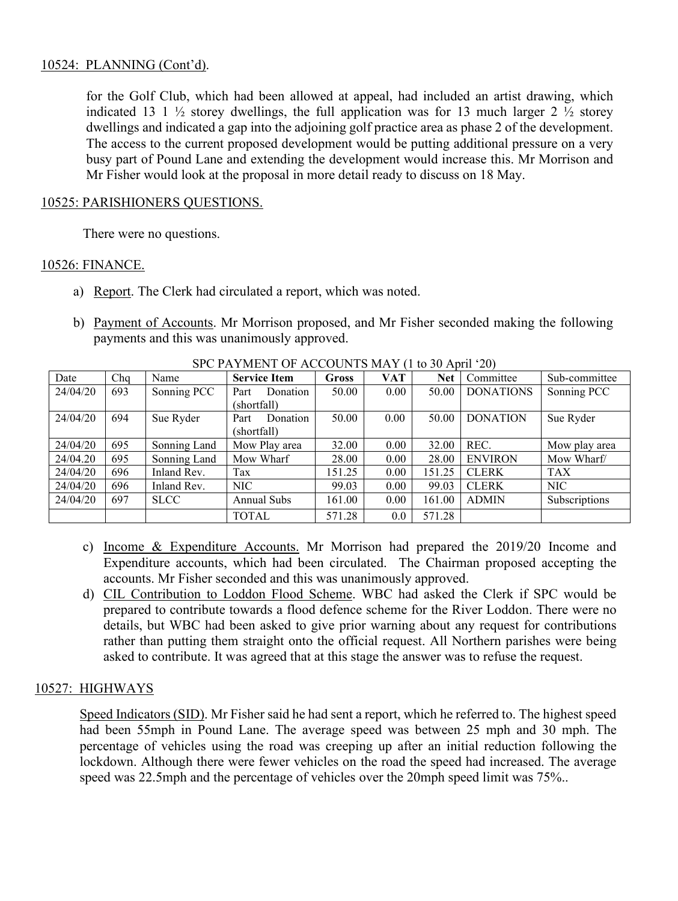## 10524: PLANNING (Cont'd).

for the Golf Club, which had been allowed at appeal, had included an artist drawing, which indicated 13 1 ½ storey dwellings, the full application was for 13 much larger 2 ½ storey dwellings and indicated a gap into the adjoining golf practice area as phase 2 of the development. The access to the current proposed development would be putting additional pressure on a very busy part of Pound Lane and extending the development would increase this. Mr Morrison and Mr Fisher would look at the proposal in more detail ready to discuss on 18 May.

## 10525: PARISHIONERS QUESTIONS.

There were no questions.

## 10526: FINANCE.

a) Report. The Clerk had circulated a report, which was noted.

b) Payment of Accounts. Mr Morrison proposed, and Mr Fisher seconded making the following payments and this was unanimously approved.

SPC PAYMENT OF ACCOUNTS MAY (1 to 30 April '20)

| Date | Chq | Name | **Service Item** | **Gross** | **VAT** | **Net** | Committee | Sub-committee |
|---|---|---|---|---|---|---|---|---|
| 24/04/20 | 693 | Sonning PCC | Part Donation (shortfall) | 50.00 | 0.00 | 50.00 | DONATIONS | Sonning PCC |
| 24/04/20 | 694 | Sue Ryder | Part Donation (shortfall) | 50.00 | 0.00 | 50.00 | DONATION | Sue Ryder |
| 24/04/20 | 695 | Sonning Land | Mow Play area | 32.00 | 0.00 | 32.00 | REC. | Mow play area |
| 24/04.20 | 695 | Sonning Land | Mow Wharf | 28.00 | 0.00 | 28.00 | ENVIRON | Mow Wharf/ |
| 24/04/20 | 696 | Inland Rev. | Tax | 151.25 | 0.00 | 151.25 | CLERK | TAX |
| 24/04/20 | 696 | Inland Rev. | NIC | 99.03 | 0.00 | 99.03 | CLERK | NIC |
| 24/04/20 | 697 | SLCC | Annual Subs | 161.00 | 0.00 | 161.00 | ADMIN | Subscriptions |
| | | | TOTAL | 571.28 | 0.0 | 571.28 | | |

c) Income & Expenditure Accounts. Mr Morrison had prepared the 2019/20 Income and Expenditure accounts, which had been circulated. The Chairman proposed accepting the accounts. Mr Fisher seconded and this was unanimously approved.

d) CIL Contribution to Loddon Flood Scheme. WBC had asked the Clerk if SPC would be prepared to contribute towards a flood defence scheme for the River Loddon. There were no details, but WBC had been asked to give prior warning about any request for contributions rather than putting them straight onto the official request. All Northern parishes were being asked to contribute. It was agreed that at this stage the answer was to refuse the request.

## 10527: HIGHWAYS

Speed Indicators (SID). Mr Fisher said he had sent a report, which he referred to. The highest speed had been 55mph in Pound Lane. The average speed was between 25 mph and 30 mph. The percentage of vehicles using the road was creeping up after an initial reduction following the lockdown. Although there were fewer vehicles on the road the speed had increased. The average speed was 22.5mph and the percentage of vehicles over the 20mph speed limit was 75%..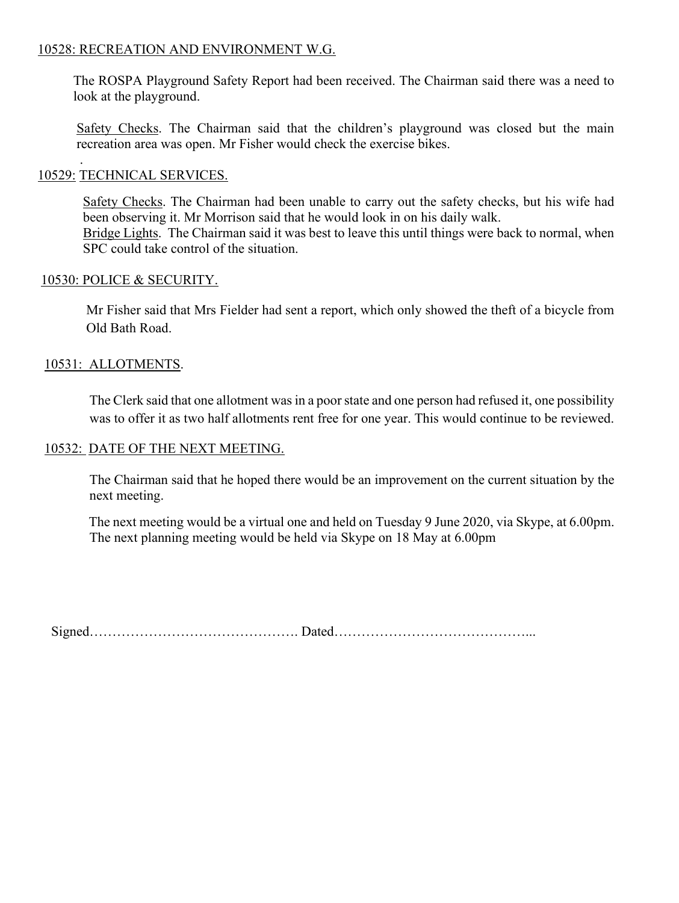10528: RECREATION AND ENVIRONMENT W.G.

The ROSPA Playground Safety Report had been received. The Chairman said there was a need to look at the playground.

Safety Checks. The Chairman said that the children's playground was closed but the main recreation area was open. Mr Fisher would check the exercise bikes.

10529: TECHNICAL SERVICES.

Safety Checks. The Chairman had been unable to carry out the safety checks, but his wife had been observing it. Mr Morrison said that he would look in on his daily walk.

Bridge Lights. The Chairman said it was best to leave this until things were back to normal, when SPC could take control of the situation.

10530: POLICE & SECURITY.

Mr Fisher said that Mrs Fielder had sent a report, which only showed the theft of a bicycle from Old Bath Road.

10531: ALLOTMENTS.

The Clerk said that one allotment was in a poor state and one person had refused it, one possibility was to offer it as two half allotments rent free for one year. This would continue to be reviewed.

10532: DATE OF THE NEXT MEETING.

The Chairman said that he hoped there would be an improvement on the current situation by the next meeting.

The next meeting would be a virtual one and held on Tuesday 9 June 2020, via Skype, at 6.00pm. The next planning meeting would be held via Skype on 18 May at 6.00pm

Signed………………………………………. Dated……………………………………...